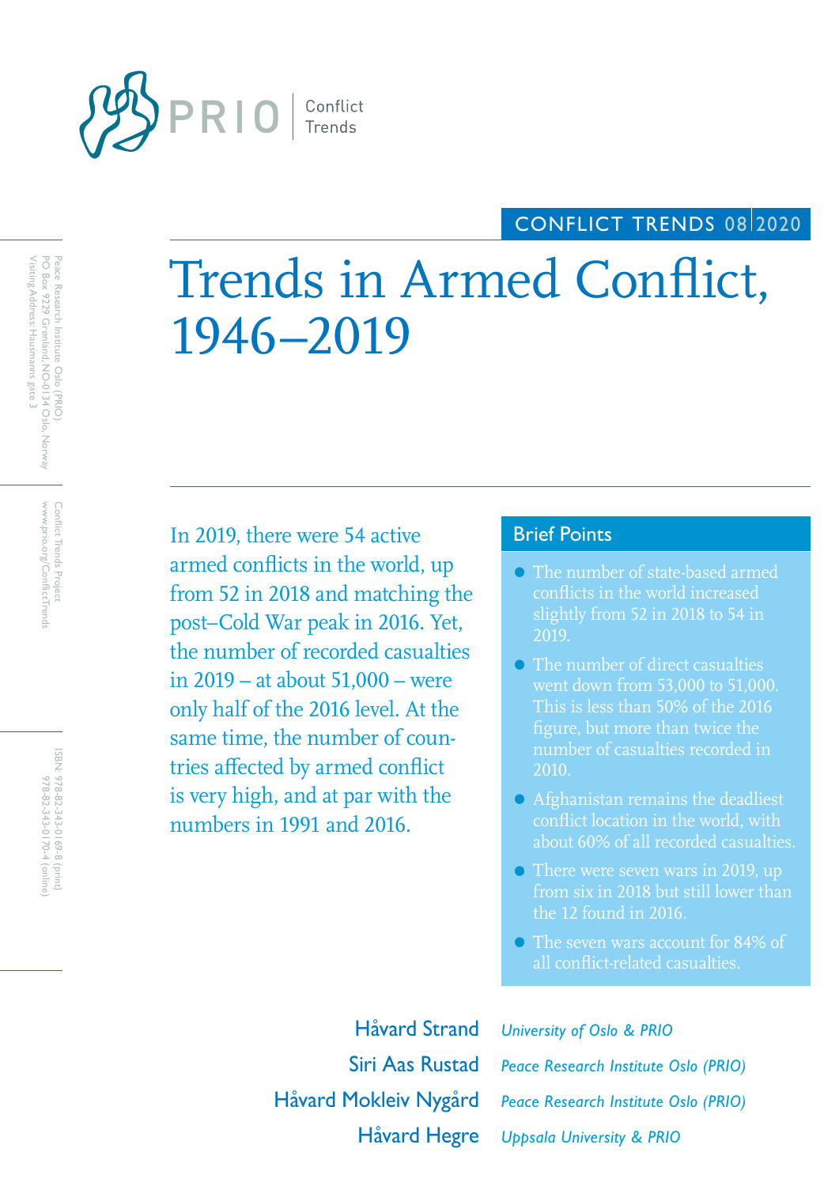PRIO | Conflict Trends

CONFLICT TRENDS 08|2020

# Trends in Armed Conflict, 1946–2019

Peace Research Institute Oslo (PRIO)
PO Box 9229 Grønland, NO-0134 Oslo, Norway
Visiting Address: Hausmanns gate 3

Conflict Trends Project
www.prio.org/ConflictTrends

ISBN: 978-82-343-0169-8 (print)
978-82-343-0170-4 (online)

In 2019, there were 54 active armed conflicts in the world, up from 52 in 2018 and matching the post–Cold War peak in 2016. Yet, the number of recorded casualties in 2019 – at about 51,000 – were only half of the 2016 level. At the same time, the number of countries affected by armed conflict is very high, and at par with the numbers in 1991 and 2016.

## Brief Points

- The number of state-based armed conflicts in the world increased slightly from 52 in 2018 to 54 in 2019.
- The number of direct casualties went down from 53,000 to 51,000. This is less than 50% of the 2016 figure, but more than twice the number of casualties recorded in 2010.
- Afghanistan remains the deadliest conflict location in the world, with about 60% of all recorded casualties.
- There were seven wars in 2019, up from six in 2018 but still lower than the 12 found in 2016.
- The seven wars account for 84% of all conflict-related casualties.

Håvard Strand — *University of Oslo & PRIO*

Siri Aas Rustad — *Peace Research Institute Oslo (PRIO)*

Håvard Mokleiv Nygård — *Peace Research Institute Oslo (PRIO)*

Håvard Hegre — *Uppsala University & PRIO*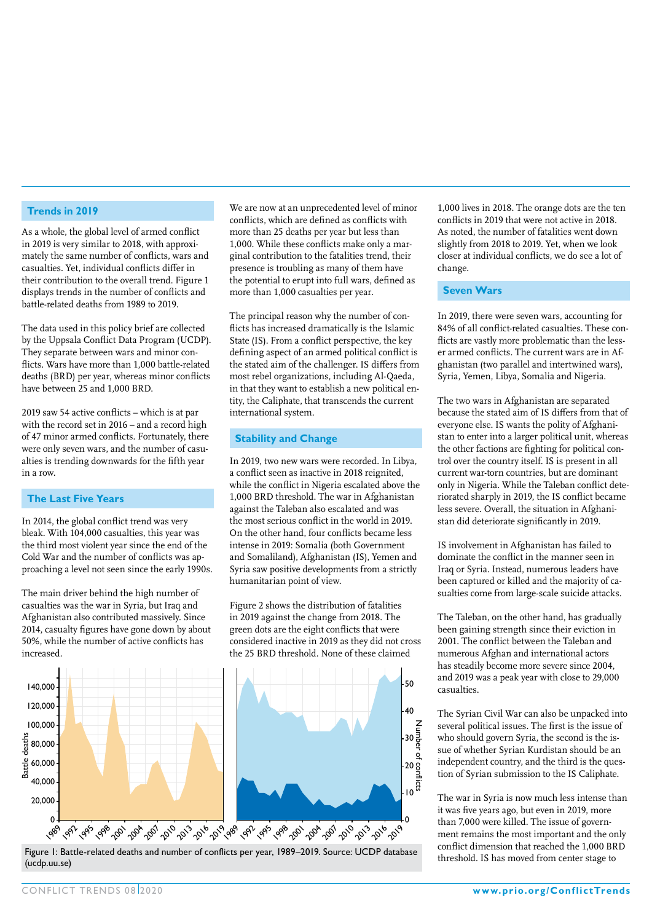## Trends in 2019

As a whole, the global level of armed conflict in 2019 is very similar to 2018, with approximately the same number of conflicts, wars and casualties. Yet, individual conflicts differ in their contribution to the overall trend. Figure 1 displays trends in the number of conflicts and battle-related deaths from 1989 to 2019.

The data used in this policy brief are collected by the Uppsala Conflict Data Program (UCDP). They separate between wars and minor conflicts. Wars have more than 1,000 battle-related deaths (BRD) per year, whereas minor conflicts have between 25 and 1,000 BRD.

2019 saw 54 active conflicts – which is at par with the record set in 2016 – and a record high of 47 minor armed conflicts. Fortunately, there were only seven wars, and the number of casualties is trending downwards for the fifth year in a row.

## The Last Five Years

In 2014, the global conflict trend was very bleak. With 104,000 casualties, this year was the third most violent year since the end of the Cold War and the number of conflicts was approaching a level not seen since the early 1990s.

The main driver behind the high number of casualties was the war in Syria, but Iraq and Afghanistan also contributed massively. Since 2014, casualty figures have gone down by about 50%, while the number of active conflicts has increased.

We are now at an unprecedented level of minor conflicts, which are defined as conflicts with more than 25 deaths per year but less than 1,000. While these conflicts make only a marginal contribution to the fatalities trend, their presence is troubling as many of them have the potential to erupt into full wars, defined as more than 1,000 casualties per year.

The principal reason why the number of conflicts has increased dramatically is the Islamic State (IS). From a conflict perspective, the key defining aspect of an armed political conflict is the stated aim of the challenger. IS differs from most rebel organizations, including Al-Qaeda, in that they want to establish a new political entity, the Caliphate, that transcends the current international system.

## Stability and Change

In 2019, two new wars were recorded. In Libya, a conflict seen as inactive in 2018 reignited, while the conflict in Nigeria escalated above the 1,000 BRD threshold. The war in Afghanistan against the Taleban also escalated and was the most serious conflict in the world in 2019. On the other hand, four conflicts became less intense in 2019: Somalia (both Government and Somaliland), Afghanistan (IS), Yemen and Syria saw positive developments from a strictly humanitarian point of view.

Figure 2 shows the distribution of fatalities in 2019 against the change from 2018. The green dots are the eight conflicts that were considered inactive in 2019 as they did not cross the 25 BRD threshold. None of these claimed 1,000 lives in 2018. The orange dots are the ten conflicts in 2019 that were not active in 2018. As noted, the number of fatalities went down slightly from 2018 to 2019. Yet, when we look closer at individual conflicts, we do see a lot of change.

Figure 1: Battle-related deaths and number of conflicts per year, 1989–2019. Source: UCDP database (ucdp.uu.se)

## Seven Wars

In 2019, there were seven wars, accounting for 84% of all conflict-related casualties. These conflicts are vastly more problematic than the lesser armed conflicts. The current wars are in Afghanistan (two parallel and intertwined wars), Syria, Yemen, Libya, Somalia and Nigeria.

The two wars in Afghanistan are separated because the stated aim of IS differs from that of everyone else. IS wants the polity of Afghanistan to enter into a larger political unit, whereas the other factions are fighting for political control over the country itself. IS is present in all current war-torn countries, but are dominant only in Nigeria. While the Taleban conflict deteriorated sharply in 2019, the IS conflict became less severe. Overall, the situation in Afghanistan did deteriorate significantly in 2019.

IS involvement in Afghanistan has failed to dominate the conflict in the manner seen in Iraq or Syria. Instead, numerous leaders have been captured or killed and the majority of casualties come from large-scale suicide attacks.

The Taleban, on the other hand, has gradually been gaining strength since their eviction in 2001. The conflict between the Taleban and numerous Afghan and international actors has steadily become more severe since 2004, and 2019 was a peak year with close to 29,000 casualties.

The Syrian Civil War can also be unpacked into several political issues. The first is the issue of who should govern Syria, the second is the issue of whether Syrian Kurdistan should be an independent country, and the third is the question of Syrian submission to the IS Caliphate.

The war in Syria is now much less intense than it was five years ago, but even in 2019, more than 7,000 were killed. The issue of government remains the most important and the only conflict dimension that reached the 1,000 BRD threshold. IS has moved from center stage to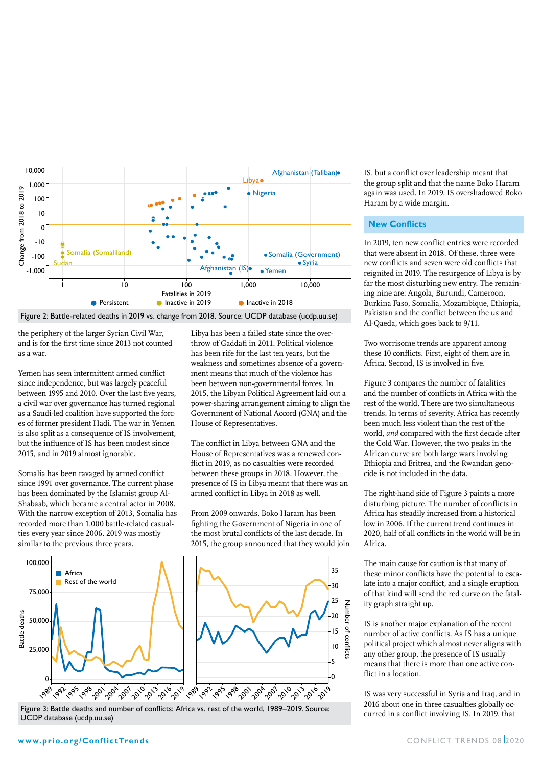Figure 2: Battle-related deaths in 2019 vs. change from 2018. Source: UCDP database (ucdp.uu.se)

the periphery of the larger Syrian Civil War, and is for the first time since 2013 not counted as a war.

Yemen has seen intermittent armed conflict since independence, but was largely peaceful between 1995 and 2010. Over the last five years, a civil war over governance has turned regional as a Saudi-led coalition have supported the forces of former president Hadi. The war in Yemen is also split as a consequence of IS involvement, but the influence of IS has been modest since 2015, and in 2019 almost ignorable.

Somalia has been ravaged by armed conflict since 1991 over governance. The current phase has been dominated by the Islamist group Al-Shabaab, which became a central actor in 2008. With the narrow exception of 2013, Somalia has recorded more than 1,000 battle-related casualties every year since 2006. 2019 was mostly similar to the previous three years.

Libya has been a failed state since the overthrow of Gaddafi in 2011. Political violence has been rife for the last ten years, but the weakness and sometimes absence of a government means that much of the violence has been between non-governmental forces. In 2015, the Libyan Political Agreement laid out a power-sharing arrangement aiming to align the Government of National Accord (GNA) and the House of Representatives.

The conflict in Libya between GNA and the House of Representatives was a renewed conflict in 2019, as no casualties were recorded between these groups in 2018. However, the presence of IS in Libya meant that there was an armed conflict in Libya in 2018 as well.

From 2009 onwards, Boko Haram has been fighting the Government of Nigeria in one of the most brutal conflicts of the last decade. In 2015, the group announced that they would join IS, but a conflict over leadership meant that the group split and that the name Boko Haram again was used. In 2019, IS overshadowed Boko Haram by a wide margin.

## New Conflicts

In 2019, ten new conflict entries were recorded that were absent in 2018. Of these, three were new conflicts and seven were old conflicts that reignited in 2019. The resurgence of Libya is by far the most disturbing new entry. The remaining nine are: Angola, Burundi, Cameroon, Burkina Faso, Somalia, Mozambique, Ethiopia, Pakistan and the conflict between the us and Al-Qaeda, which goes back to 9/11.

Two worrisome trends are apparent among these 10 conflicts. First, eight of them are in Africa. Second, IS is involved in five.

Figure 3 compares the number of fatalities and the number of conflicts in Africa with the rest of the world. There are two simultaneous trends. In terms of severity, Africa has recently been much less violent than the rest of the world, *and* compared with the first decade after the Cold War. However, the two peaks in the African curve are both large wars involving Ethiopia and Eritrea, and the Rwandan genocide is not included in the data.

The right-hand side of Figure 3 paints a more disturbing picture. The number of conflicts in Africa has steadily increased from a historical low in 2006. If the current trend continues in 2020, half of all conflicts in the world will be in Africa.

The main cause for caution is that many of these minor conflicts have the potential to escalate into a major conflict, and a single eruption of that kind will send the red curve on the fatality graph straight up.

IS is another major explanation of the recent number of active conflicts. As IS has a unique political project which almost never aligns with any other group, the presence of IS usually means that there is more than one active conflict in a location.

IS was very successful in Syria and Iraq, and in 2016 about one in three casualties globally occurred in a conflict involving IS. In 2019, that

Figure 3: Battle deaths and number of conflicts: Africa vs. rest of the world, 1989–2019. Source: UCDP database (ucdp.uu.se)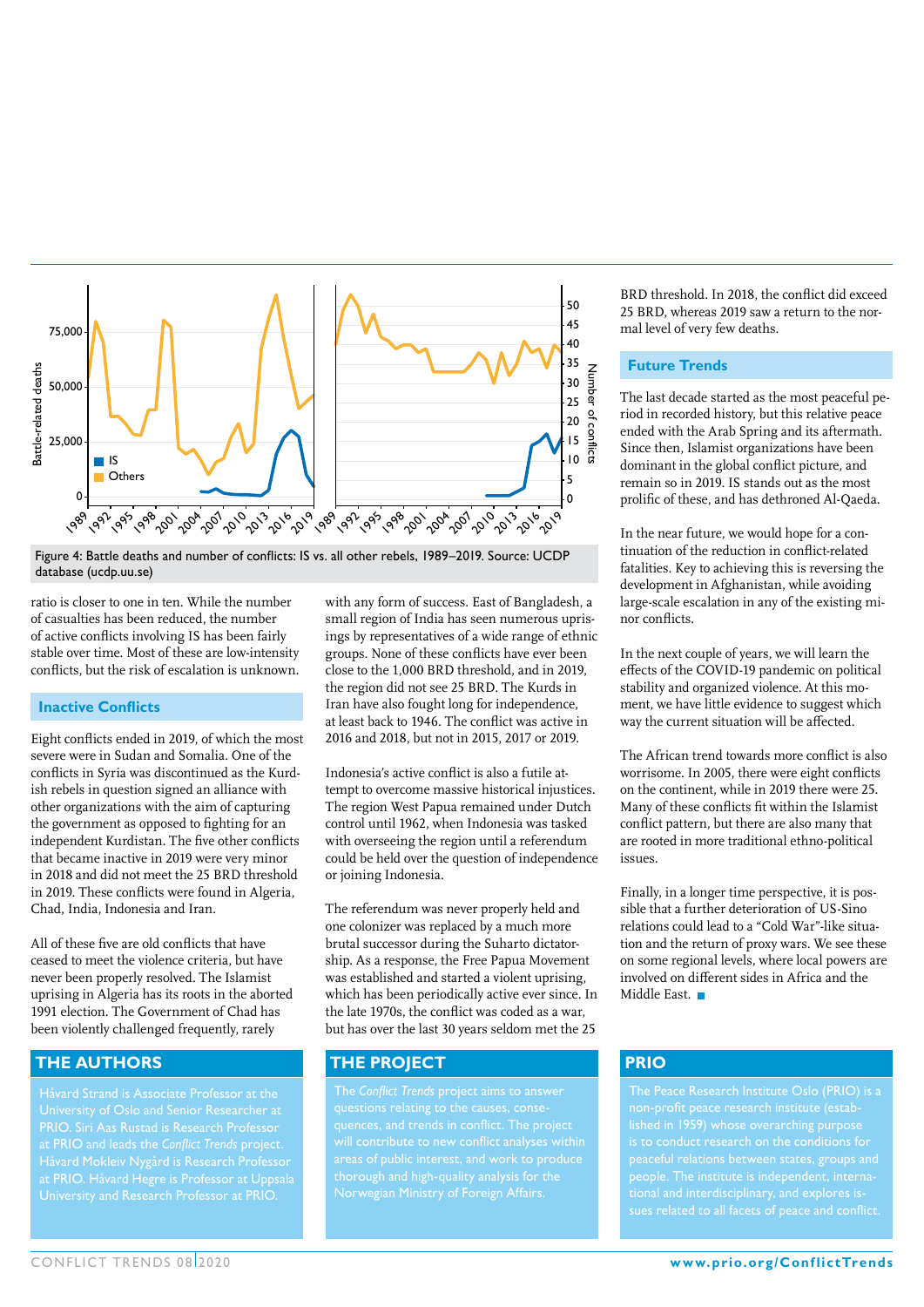Battle-related deaths

75,000

50,000

25,000

0

IS

Others

1989 1992 1995 1998 2001 2004 2007 2010 2013 2016 2019

50

45

40

35

30

25

20

15

10

5

0

Number of conflicts

1989 1992 1995 1998 2001 2004 2007 2010 2013 2016 2019

Figure 4: Battle deaths and number of conflicts: IS vs. all other rebels, 1989–2019. Source: UCDP database (ucdp.uu.se)

ratio is closer to one in ten. While the number of casualties has been reduced, the number of active conflicts involving IS has been fairly stable over time. Most of these are low-intensity conflicts, but the risk of escalation is unknown.

## Inactive Conflicts

Eight conflicts ended in 2019, of which the most severe were in Sudan and Somalia. One of the conflicts in Syria was discontinued as the Kurdish rebels in question signed an alliance with other organizations with the aim of capturing the government as opposed to fighting for an independent Kurdistan. The five other conflicts that became inactive in 2019 were very minor in 2018 and did not meet the 25 BRD threshold in 2019. These conflicts were found in Algeria, Chad, India, Indonesia and Iran.

All of these five are old conflicts that have ceased to meet the violence criteria, but have never been properly resolved. The Islamist uprising in Algeria has its roots in the aborted 1991 election. The Government of Chad has been violently challenged frequently, rarely with any form of success. East of Bangladesh, a small region of India has seen numerous uprisings by representatives of a wide range of ethnic groups. None of these conflicts have ever been close to the 1,000 BRD threshold, and in 2019, the region did not see 25 BRD. The Kurds in Iran have also fought long for independence, at least back to 1946. The conflict was active in 2016 and 2018, but not in 2015, 2017 or 2019.

Indonesia's active conflict is also a futile attempt to overcome massive historical injustices. The region West Papua remained under Dutch control until 1962, when Indonesia was tasked with overseeing the region until a referendum could be held over the question of independence or joining Indonesia.

The referendum was never properly held and one colonizer was replaced by a much more brutal successor during the Suharto dictatorship. As a response, the Free Papua Movement was established and started a violent uprising, which has been periodically active ever since. In the late 1970s, the conflict was coded as a war, but has over the last 30 years seldom met the 25 BRD threshold. In 2018, the conflict did exceed 25 BRD, whereas 2019 saw a return to the normal level of very few deaths.

## Future Trends

The last decade started as the most peaceful period in recorded history, but this relative peace ended with the Arab Spring and its aftermath. Since then, Islamist organizations have been dominant in the global conflict picture, and remain so in 2019. IS stands out as the most prolific of these, and has dethroned Al-Qaeda.

In the near future, we would hope for a continuation of the reduction in conflict-related fatalities. Key to achieving this is reversing the development in Afghanistan, while avoiding large-scale escalation in any of the existing minor conflicts.

In the next couple of years, we will learn the effects of the COVID-19 pandemic on political stability and organized violence. At this moment, we have little evidence to suggest which way the current situation will be affected.

The African trend towards more conflict is also worrisome. In 2005, there were eight conflicts on the continent, while in 2019 there were 25. Many of these conflicts fit within the Islamist conflict pattern, but there are also many that are rooted in more traditional ethno-political issues.

Finally, in a longer time perspective, it is possible that a further deterioration of US-Sino relations could lead to a "Cold War"-like situation and the return of proxy wars. We see these on some regional levels, where local powers are involved on different sides in Africa and the Middle East. ■

## THE AUTHORS

Håvard Strand is Associate Professor at the University of Oslo and Senior Researcher at PRIO. Siri Aas Rustad is Research Professor at PRIO and leads the *Conflict Trends* project. Håvard Mokleiv Nygård is Research Professor at PRIO. Håvard Hegre is Professor at Uppsala University and Research Professor at PRIO.

## THE PROJECT

The *Conflict Trends* project aims to answer questions relating to the causes, consequences, and trends in conflict. The project will contribute to new conflict analyses within areas of public interest, and work to produce thorough and high-quality analysis for the Norwegian Ministry of Foreign Affairs.

## PRIO

The Peace Research Institute Oslo (PRIO) is a non-profit peace research institute (established in 1959) whose overarching purpose is to conduct research on the conditions for peaceful relations between states, groups and people. The institute is independent, international and interdisciplinary, and explores issues related to all facets of peace and conflict.